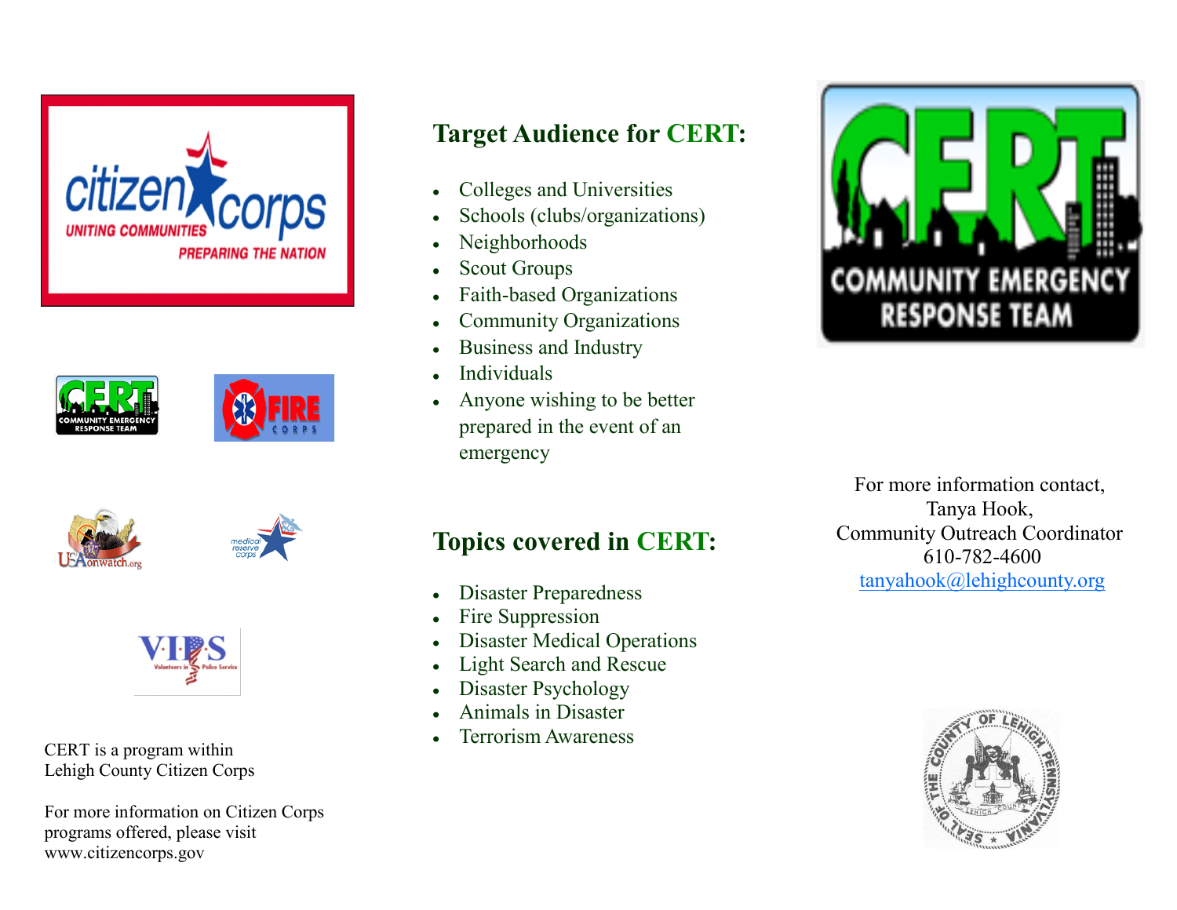CERT is a program within Lehigh County Citizen Corps

For more information on Citizen Corps programs offered, please visit www.citizencorps.gov

## Target Audience for CERT:

- Colleges and Universities
- Schools (clubs/organizations)
- Neighborhoods
- Scout Groups
- Faith-based Organizations
- Community Organizations
- Business and Industry
- Individuals
- Anyone wishing to be better prepared in the event of an emergency

## Topics covered in CERT:

- Disaster Preparedness
- Fire Suppression
- Disaster Medical Operations
- Light Search and Rescue
- Disaster Psychology
- Animals in Disaster
- Terrorism Awareness

For more information contact,
Tanya Hook,
Community Outreach Coordinator
610-782-4600
tanyahook@lehighcounty.org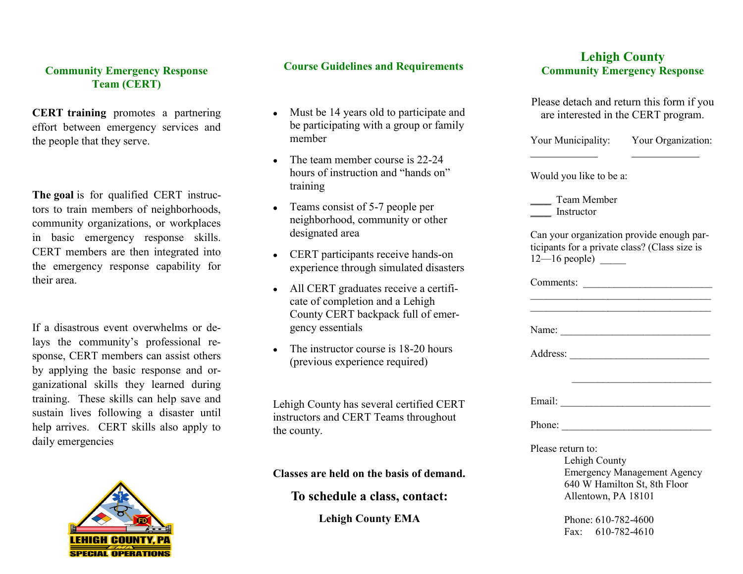## Community Emergency Response Team (CERT)

**CERT training** promotes a partnering effort between emergency services and the people that they serve.

**The goal** is for qualified CERT instructors to train members of neighborhoods, community organizations, or workplaces in basic emergency response skills. CERT members are then integrated into the emergency response capability for their area.

If a disastrous event overwhelms or delays the community's professional response, CERT members can assist others by applying the basic response and organizational skills they learned during training. These skills can help save and sustain lives following a disaster until help arrives. CERT skills also apply to daily emergencies

LEHIGH COUNTY, PA
EMA
SPECIAL OPERATIONS

## Course Guidelines and Requirements

- Must be 14 years old to participate and be participating with a group or family member
- The team member course is 22-24 hours of instruction and "hands on" training
- Teams consist of 5-7 people per neighborhood, community or other designated area
- CERT participants receive hands-on experience through simulated disasters
- All CERT graduates receive a certificate of completion and a Lehigh County CERT backpack full of emergency essentials
- The instructor course is 18-20 hours (previous experience required)

Lehigh County has several certified CERT instructors and CERT Teams throughout the county.

**Classes are held on the basis of demand.**

**To schedule a class, contact:**

**Lehigh County EMA**

## Lehigh County
### Community Emergency Response

Please detach and return this form if you are interested in the CERT program.

Your Municipality: ____________ Your Organization: ____________

Would you like to be a:

____ Team Member
____ Instructor

Can your organization provide enough participants for a private class? (Class size is 12—16 people) _____

Comments: ________________________
__________________________________
__________________________________

Name: ____________________________

Address: __________________________
__________________________

Email: ____________________________

Phone: ____________________________

Please return to:
Lehigh County
Emergency Management Agency
640 W Hamilton St, 8th Floor
Allentown, PA 18101

Phone: 610-782-4600
Fax: 610-782-4610